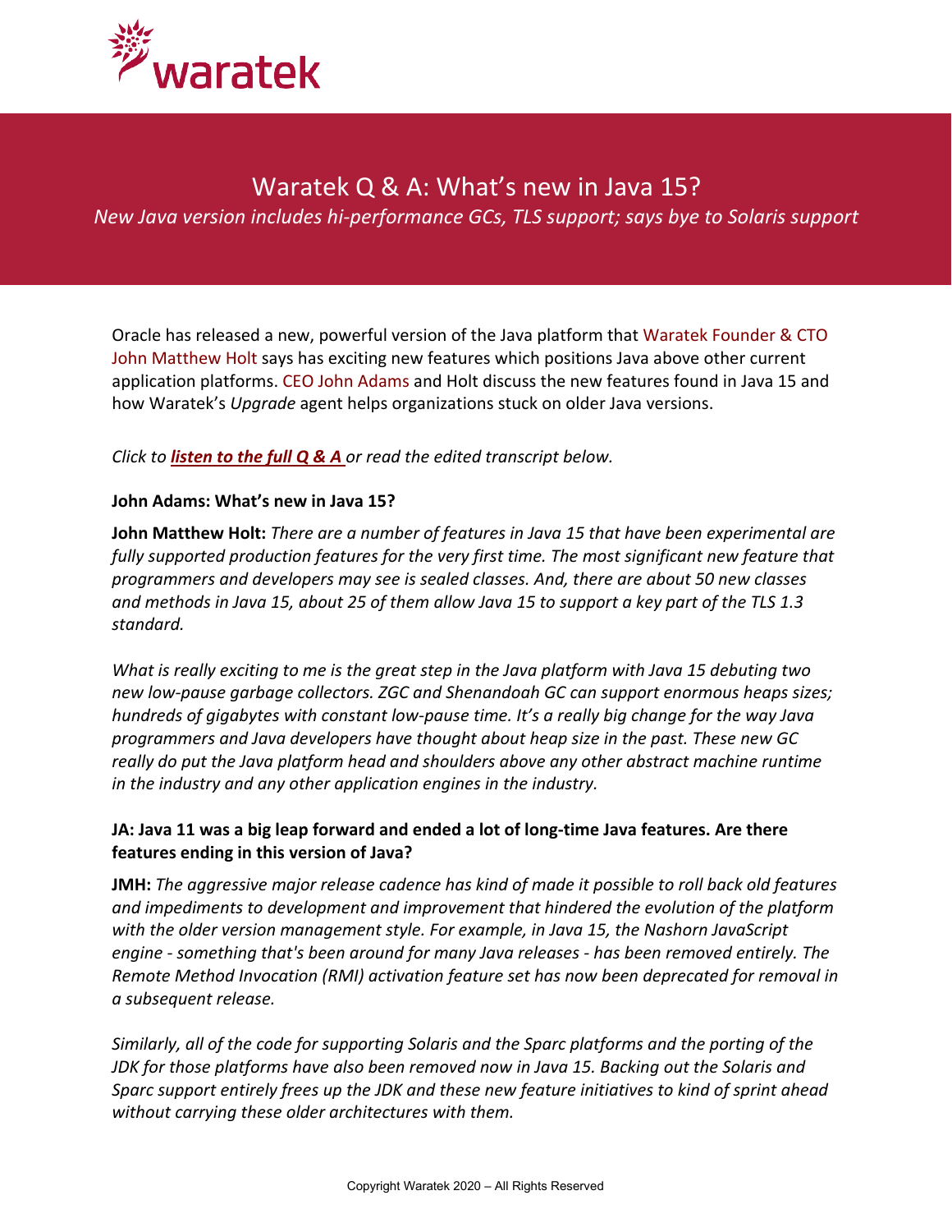# Waratek Q & A: What's new in Java 15?

*New Java version includes hi-performance GCs, TLS support; says bye to Solaris support*

Oracle has released a new, powerful version of the Java platform that Waratek Founder & CTO John Matthew Holt says has exciting new features which positions Java above other current application platforms. CEO John Adams and Holt discuss the new features found in Java 15 and how Waratek's *Upgrade* agent helps organizations stuck on older Java versions.

*Click to **listen to the full Q & A** or read the edited transcript below.*

**John Adams: What's new in Java 15?**

**John Matthew Holt:** *There are a number of features in Java 15 that have been experimental are fully supported production features for the very first time. The most significant new feature that programmers and developers may see is sealed classes. And, there are about 50 new classes and methods in Java 15, about 25 of them allow Java 15 to support a key part of the TLS 1.3 standard.*

*What is really exciting to me is the great step in the Java platform with Java 15 debuting two new low-pause garbage collectors. ZGC and Shenandoah GC can support enormous heaps sizes; hundreds of gigabytes with constant low-pause time. It's a really big change for the way Java programmers and Java developers have thought about heap size in the past. These new GC really do put the Java platform head and shoulders above any other abstract machine runtime in the industry and any other application engines in the industry.*

**JA: Java 11 was a big leap forward and ended a lot of long-time Java features. Are there features ending in this version of Java?**

**JMH:** *The aggressive major release cadence has kind of made it possible to roll back old features and impediments to development and improvement that hindered the evolution of the platform with the older version management style. For example, in Java 15, the Nashorn JavaScript engine - something that's been around for many Java releases - has been removed entirely. The Remote Method Invocation (RMI) activation feature set has now been deprecated for removal in a subsequent release.*

*Similarly, all of the code for supporting Solaris and the Sparc platforms and the porting of the JDK for those platforms have also been removed now in Java 15. Backing out the Solaris and Sparc support entirely frees up the JDK and these new feature initiatives to kind of sprint ahead without carrying these older architectures with them.*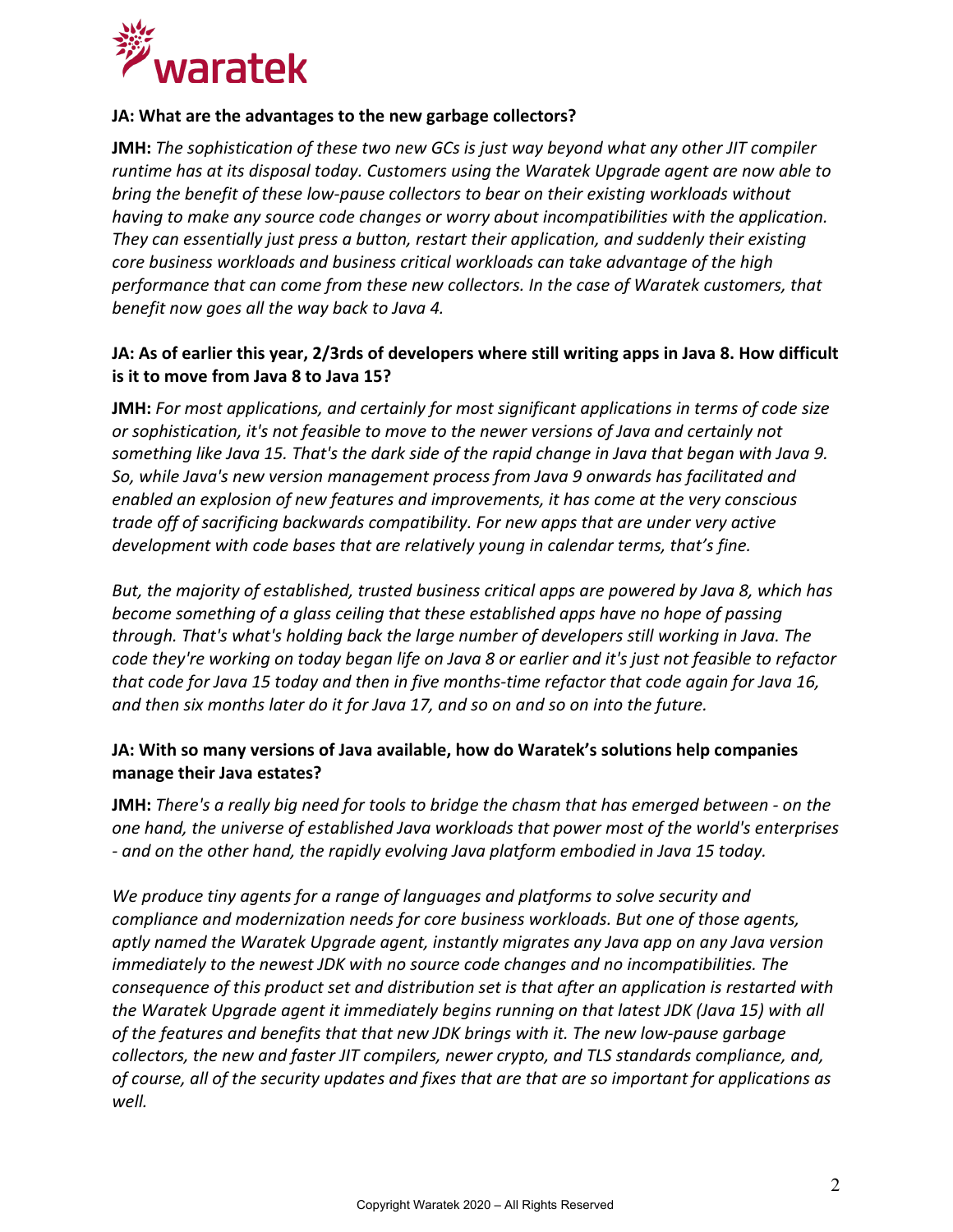**JA: What are the advantages to the new garbage collectors?**

**JMH:** *The sophistication of these two new GCs is just way beyond what any other JIT compiler runtime has at its disposal today. Customers using the Waratek Upgrade agent are now able to bring the benefit of these low-pause collectors to bear on their existing workloads without having to make any source code changes or worry about incompatibilities with the application. They can essentially just press a button, restart their application, and suddenly their existing core business workloads and business critical workloads can take advantage of the high performance that can come from these new collectors. In the case of Waratek customers, that benefit now goes all the way back to Java 4.*

**JA: As of earlier this year, 2/3rds of developers where still writing apps in Java 8. How difficult is it to move from Java 8 to Java 15?**

**JMH:** *For most applications, and certainly for most significant applications in terms of code size or sophistication, it's not feasible to move to the newer versions of Java and certainly not something like Java 15. That's the dark side of the rapid change in Java that began with Java 9. So, while Java's new version management process from Java 9 onwards has facilitated and enabled an explosion of new features and improvements, it has come at the very conscious trade off of sacrificing backwards compatibility. For new apps that are under very active development with code bases that are relatively young in calendar terms, that's fine.*

*But, the majority of established, trusted business critical apps are powered by Java 8, which has become something of a glass ceiling that these established apps have no hope of passing through. That's what's holding back the large number of developers still working in Java. The code they're working on today began life on Java 8 or earlier and it's just not feasible to refactor that code for Java 15 today and then in five months-time refactor that code again for Java 16, and then six months later do it for Java 17, and so on and so on into the future.*

**JA: With so many versions of Java available, how do Waratek's solutions help companies manage their Java estates?**

**JMH:** *There's a really big need for tools to bridge the chasm that has emerged between - on the one hand, the universe of established Java workloads that power most of the world's enterprises - and on the other hand, the rapidly evolving Java platform embodied in Java 15 today.*

*We produce tiny agents for a range of languages and platforms to solve security and compliance and modernization needs for core business workloads. But one of those agents, aptly named the Waratek Upgrade agent, instantly migrates any Java app on any Java version immediately to the newest JDK with no source code changes and no incompatibilities. The consequence of this product set and distribution set is that after an application is restarted with the Waratek Upgrade agent it immediately begins running on that latest JDK (Java 15) with all of the features and benefits that that new JDK brings with it. The new low-pause garbage collectors, the new and faster JIT compilers, newer crypto, and TLS standards compliance, and, of course, all of the security updates and fixes that are that are so important for applications as well.*